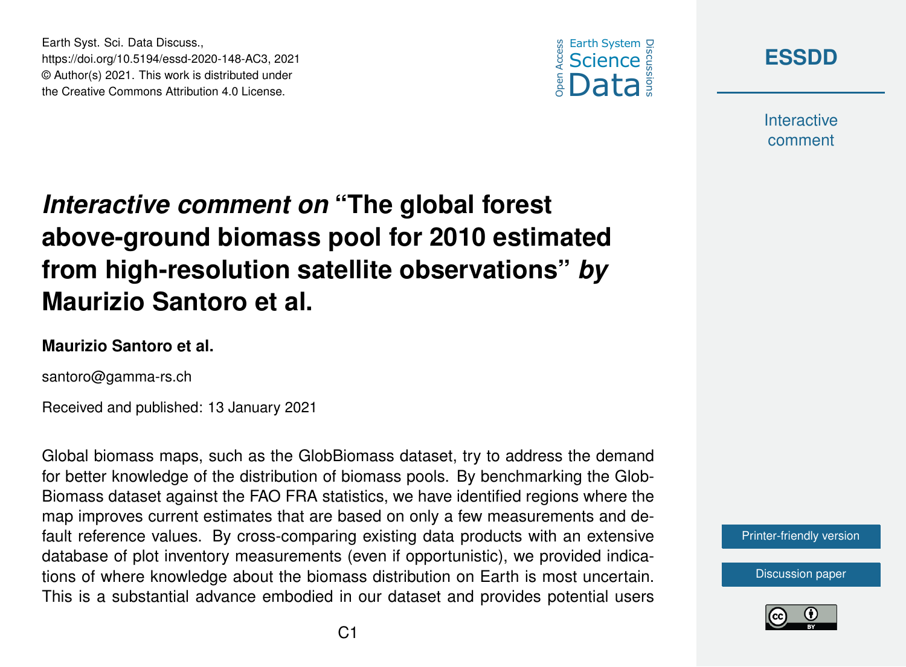Earth Syst. Sci. Data Discuss.,
https://doi.org/10.5194/essd-2020-148-AC3, 2021
© Author(s) 2021. This work is distributed under
the Creative Commons Attribution 4.0 License.

# *Interactive comment on* "The global forest above-ground biomass pool for 2010 estimated from high-resolution satellite observations" *by* Maurizio Santoro et al.

**Maurizio Santoro et al.**

santoro@gamma-rs.ch

Received and published: 13 January 2021

Global biomass maps, such as the GlobBiomass dataset, try to address the demand for better knowledge of the distribution of biomass pools. By benchmarking the GlobBiomass dataset against the FAO FRA statistics, we have identified regions where the map improves current estimates that are based on only a few measurements and default reference values. By cross-comparing existing data products with an extensive database of plot inventory measurements (even if opportunistic), we provided indications of where knowledge about the biomass distribution on Earth is most uncertain. This is a substantial advance embodied in our dataset and provides potential users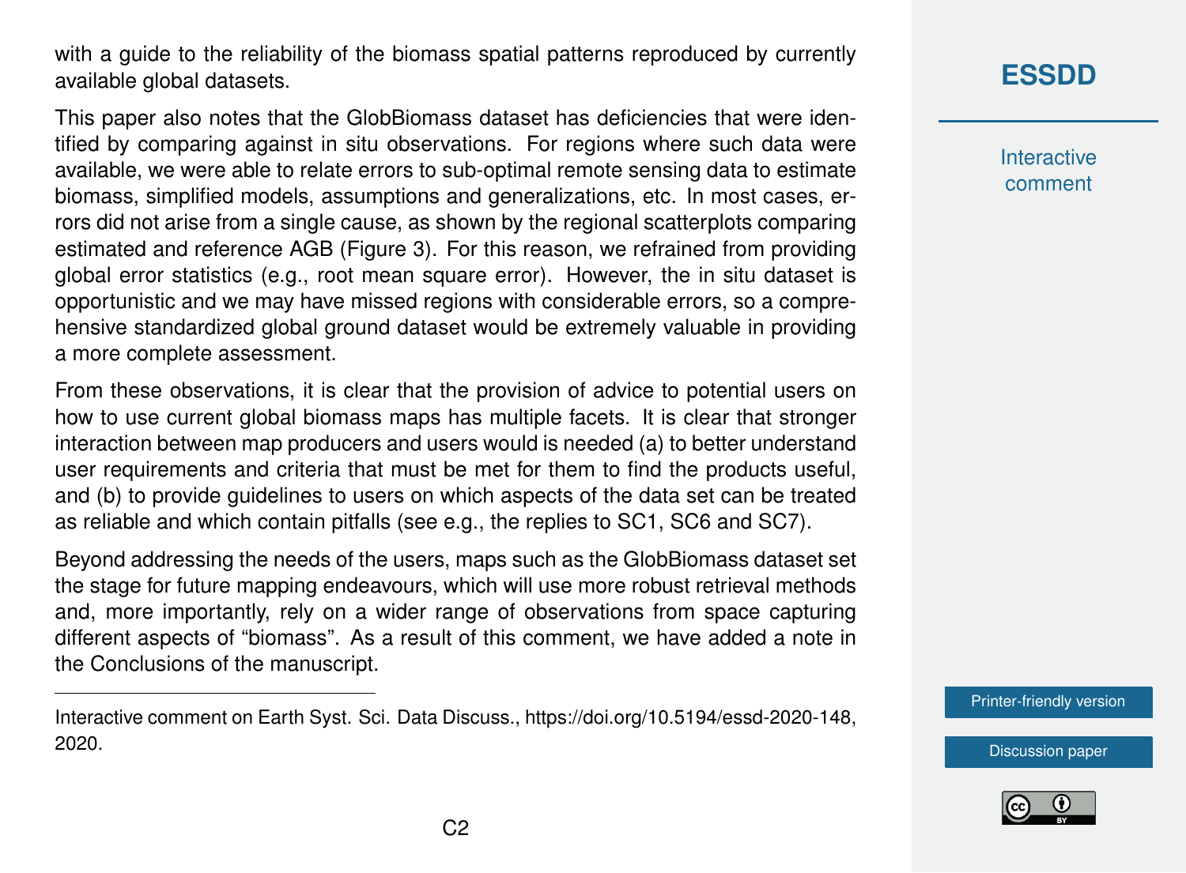with a guide to the reliability of the biomass spatial patterns reproduced by currently available global datasets.

This paper also notes that the GlobBiomass dataset has deficiencies that were identified by comparing against in situ observations. For regions where such data were available, we were able to relate errors to sub-optimal remote sensing data to estimate biomass, simplified models, assumptions and generalizations, etc. In most cases, errors did not arise from a single cause, as shown by the regional scatterplots comparing estimated and reference AGB (Figure 3). For this reason, we refrained from providing global error statistics (e.g., root mean square error). However, the in situ dataset is opportunistic and we may have missed regions with considerable errors, so a comprehensive standardized global ground dataset would be extremely valuable in providing a more complete assessment.

From these observations, it is clear that the provision of advice to potential users on how to use current global biomass maps has multiple facets. It is clear that stronger interaction between map producers and users would is needed (a) to better understand user requirements and criteria that must be met for them to find the products useful, and (b) to provide guidelines to users on which aspects of the data set can be treated as reliable and which contain pitfalls (see e.g., the replies to SC1, SC6 and SC7).

Beyond addressing the needs of the users, maps such as the GlobBiomass dataset set the stage for future mapping endeavours, which will use more robust retrieval methods and, more importantly, rely on a wider range of observations from space capturing different aspects of “biomass”. As a result of this comment, we have added a note in the Conclusions of the manuscript.

---

Interactive comment on Earth Syst. Sci. Data Discuss., https://doi.org/10.5194/essd-2020-148, 2020.